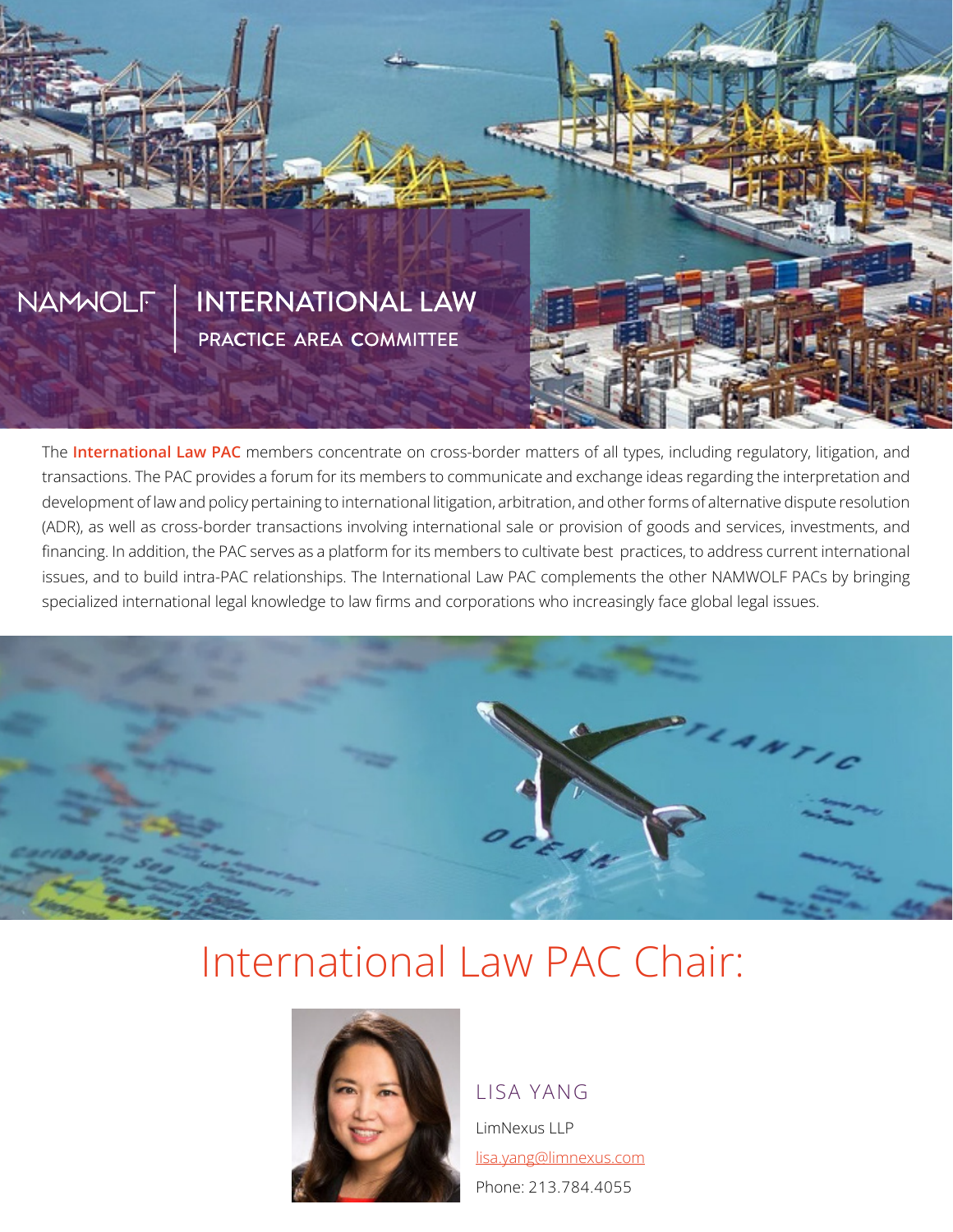NAMWOLF | # INTERNATIONAL LAW
## PRACTICE AREA COMMITTEE

The **International Law PAC** members concentrate on cross-border matters of all types, including regulatory, litigation, and transactions. The PAC provides a forum for its members to communicate and exchange ideas regarding the interpretation and development of law and policy pertaining to international litigation, arbitration, and other forms of alternative dispute resolution (ADR), as well as cross-border transactions involving international sale or provision of goods and services, investments, and financing. In addition, the PAC serves as a platform for its members to cultivate best practices, to address current international issues, and to build intra-PAC relationships. The International Law PAC complements the other NAMWOLF PACs by bringing specialized international legal knowledge to law firms and corporations who increasingly face global legal issues.

## International Law PAC Chair:

### LISA YANG

LimNexus LLP

lisa.yang@limnexus.com

Phone: 213.784.4055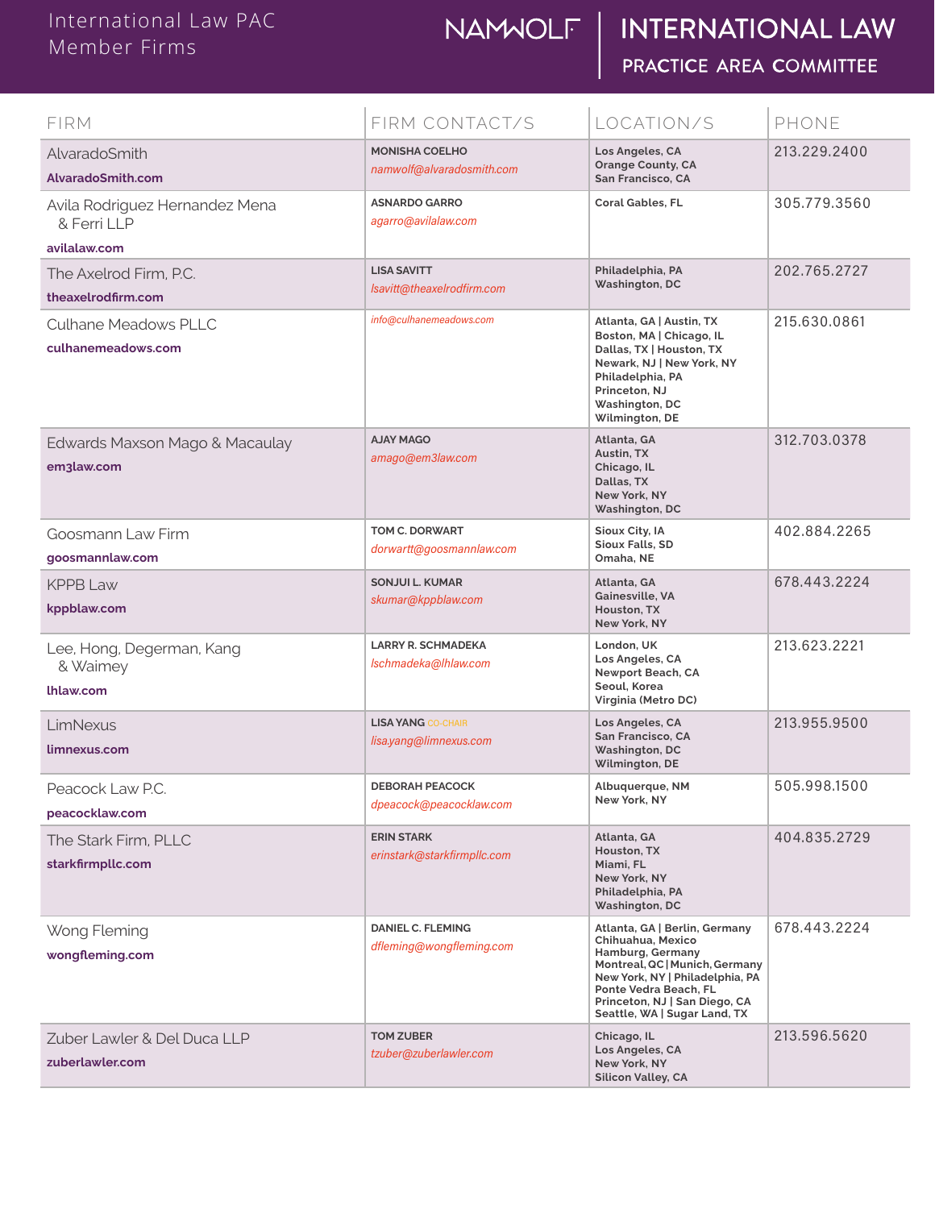# International Law PAC Member Firms

NAMWOLF | INTERNATIONAL LAW PRACTICE AREA COMMITTEE

| FIRM | FIRM CONTACT/S | LOCATION/S | PHONE |
|---|---|---|---|
| AlvaradoSmith<br>**AlvaradoSmith.com** | **MONISHA COELHO**<br>*namwolf@alvaradosmith.com* | Los Angeles, CA<br>Orange County, CA<br>San Francisco, CA | 213.229.2400 |
| Avila Rodriguez Hernandez Mena & Ferri LLP<br>**avilalaw.com** | **ASNARDO GARRO**<br>*agarro@avilalaw.com* | Coral Gables, FL | 305.779.3560 |
| The Axelrod Firm, P.C.<br>**theaxelrodfirm.com** | **LISA SAVITT**<br>*lsavitt@theaxelrodfirm.com* | Philadelphia, PA<br>Washington, DC | 202.765.2727 |
| Culhane Meadows PLLC<br>**culhanemeadows.com** | *info@culhanemeadows.com* | Atlanta, GA \| Austin, TX<br>Boston, MA \| Chicago, IL<br>Dallas, TX \| Houston, TX<br>Newark, NJ \| New York, NY<br>Philadelphia, PA<br>Princeton, NJ<br>Washington, DC<br>Wilmington, DE | 215.630.0861 |
| Edwards Maxson Mago & Macaulay<br>**em3law.com** | **AJAY MAGO**<br>*amago@em3law.com* | Atlanta, GA<br>Austin, TX<br>Chicago, IL<br>Dallas, TX<br>New York, NY<br>Washington, DC | 312.703.0378 |
| Goosmann Law Firm<br>**goosmannlaw.com** | **TOM C. DORWART**<br>*dorwartt@goosmannlaw.com* | Sioux City, IA<br>Sioux Falls, SD<br>Omaha, NE | 402.884.2265 |
| KPPB Law<br>**kppblaw.com** | **SONJUI L. KUMAR**<br>*skumar@kppblaw.com* | Atlanta, GA<br>Gainesville, VA<br>Houston, TX<br>New York, NY | 678.443.2224 |
| Lee, Hong, Degerman, Kang & Waimey<br>**lhlaw.com** | **LARRY R. SCHMADEKA**<br>*lschmadeka@lhlaw.com* | London, UK<br>Los Angeles, CA<br>Newport Beach, CA<br>Seoul, Korea<br>Virginia (Metro DC) | 213.623.2221 |
| LimNexus<br>**limnexus.com** | **LISA YANG** CO-CHAIR<br>*lisa.yang@limnexus.com* | Los Angeles, CA<br>San Francisco, CA<br>Washington, DC<br>Wilmington, DE | 213.955.9500 |
| Peacock Law P.C.<br>**peacocklaw.com** | **DEBORAH PEACOCK**<br>*dpeacock@peacocklaw.com* | Albuquerque, NM<br>New York, NY | 505.998.1500 |
| The Stark Firm, PLLC<br>**starkfirmpllc.com** | **ERIN STARK**<br>*erinstark@starkfirmpllc.com* | Atlanta, GA<br>Houston, TX<br>Miami, FL<br>New York, NY<br>Philadelphia, PA<br>Washington, DC | 404.835.2729 |
| Wong Fleming<br>**wongfleming.com** | **DANIEL C. FLEMING**<br>*dfleming@wongfleming.com* | Atlanta, GA \| Berlin, Germany<br>Chihuahua, Mexico<br>Hamburg, Germany<br>Montreal, QC \| Munich, Germany<br>New York, NY \| Philadelphia, PA<br>Ponte Vedra Beach, FL<br>Princeton, NJ \| San Diego, CA<br>Seattle, WA \| Sugar Land, TX | 678.443.2224 |
| Zuber Lawler & Del Duca LLP<br>**zuberlawler.com** | **TOM ZUBER**<br>*tzuber@zuberlawler.com* | Chicago, IL<br>Los Angeles, CA<br>New York, NY<br>Silicon Valley, CA | 213.596.5620 |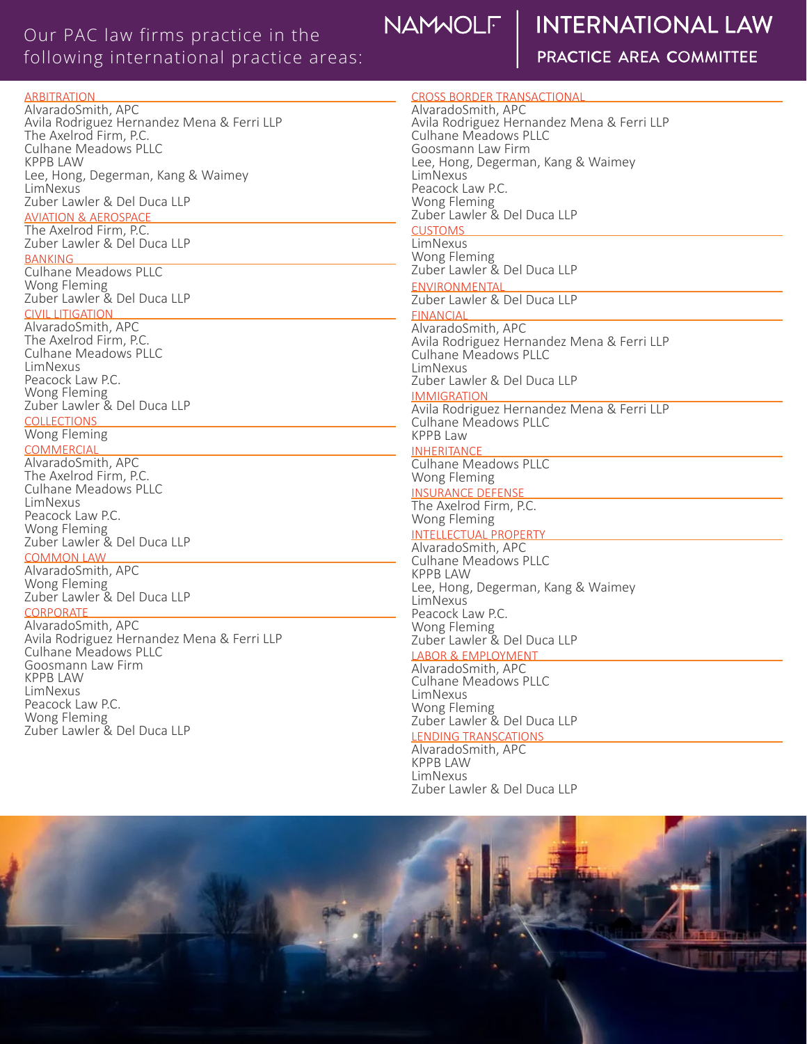Our PAC law firms practice in the following international practice areas:

# NAMWOLF | INTERNATIONAL LAW PRACTICE AREA COMMITTEE

### ARBITRATION

AlvaradoSmith, APC
Avila Rodriguez Hernandez Mena & Ferri LLP
The Axelrod Firm, P.C.
Culhane Meadows PLLC
KPPB LAW
Lee, Hong, Degerman, Kang & Waimey
LimNexus
Zuber Lawler & Del Duca LLP

### AVIATION & AEROSPACE

The Axelrod Firm, P.C.
Zuber Lawler & Del Duca LLP

### BANKING

Culhane Meadows PLLC
Wong Fleming
Zuber Lawler & Del Duca LLP

### CIVIL LITIGATION

AlvaradoSmith, APC
The Axelrod Firm, P.C.
Culhane Meadows PLLC
LimNexus
Peacock Law P.C.
Wong Fleming
Zuber Lawler & Del Duca LLP

### COLLECTIONS

Wong Fleming

### COMMERCIAL

AlvaradoSmith, APC
The Axelrod Firm, P.C.
Culhane Meadows PLLC
LimNexus
Peacock Law P.C.
Wong Fleming
Zuber Lawler & Del Duca LLP

### COMMON LAW

AlvaradoSmith, APC
Wong Fleming
Zuber Lawler & Del Duca LLP

### CORPORATE

AlvaradoSmith, APC
Avila Rodriguez Hernandez Mena & Ferri LLP
Culhane Meadows PLLC
Goosmann Law Firm
KPPB LAW
LimNexus
Peacock Law P.C.
Wong Fleming
Zuber Lawler & Del Duca LLP

### CROSS BORDER TRANSACTIONAL

AlvaradoSmith, APC
Avila Rodriguez Hernandez Mena & Ferri LLP
Culhane Meadows PLLC
Goosmann Law Firm
Lee, Hong, Degerman, Kang & Waimey
LimNexus
Peacock Law P.C.
Wong Fleming
Zuber Lawler & Del Duca LLP

### CUSTOMS

LimNexus
Wong Fleming
Zuber Lawler & Del Duca LLP

### ENVIRONMENTAL

Zuber Lawler & Del Duca LLP

### FINANCIAL

AlvaradoSmith, APC
Avila Rodriguez Hernandez Mena & Ferri LLP
Culhane Meadows PLLC
LimNexus
Zuber Lawler & Del Duca LLP

### IMMIGRATION

Avila Rodriguez Hernandez Mena & Ferri LLP
Culhane Meadows PLLC
KPPB Law

### INHERITANCE

Culhane Meadows PLLC
Wong Fleming

### INSURANCE DEFENSE

The Axelrod Firm, P.C.
Wong Fleming

### INTELLECTUAL PROPERTY

AlvaradoSmith, APC
Culhane Meadows PLLC
KPPB LAW
Lee, Hong, Degerman, Kang & Waimey
LimNexus
Peacock Law P.C.
Wong Fleming
Zuber Lawler & Del Duca LLP

### LABOR & EMPLOYMENT

AlvaradoSmith, APC
Culhane Meadows PLLC
LimNexus
Wong Fleming
Zuber Lawler & Del Duca LLP

### LENDING TRANSCATIONS

AlvaradoSmith, APC
KPPB LAW
LimNexus
Zuber Lawler & Del Duca LLP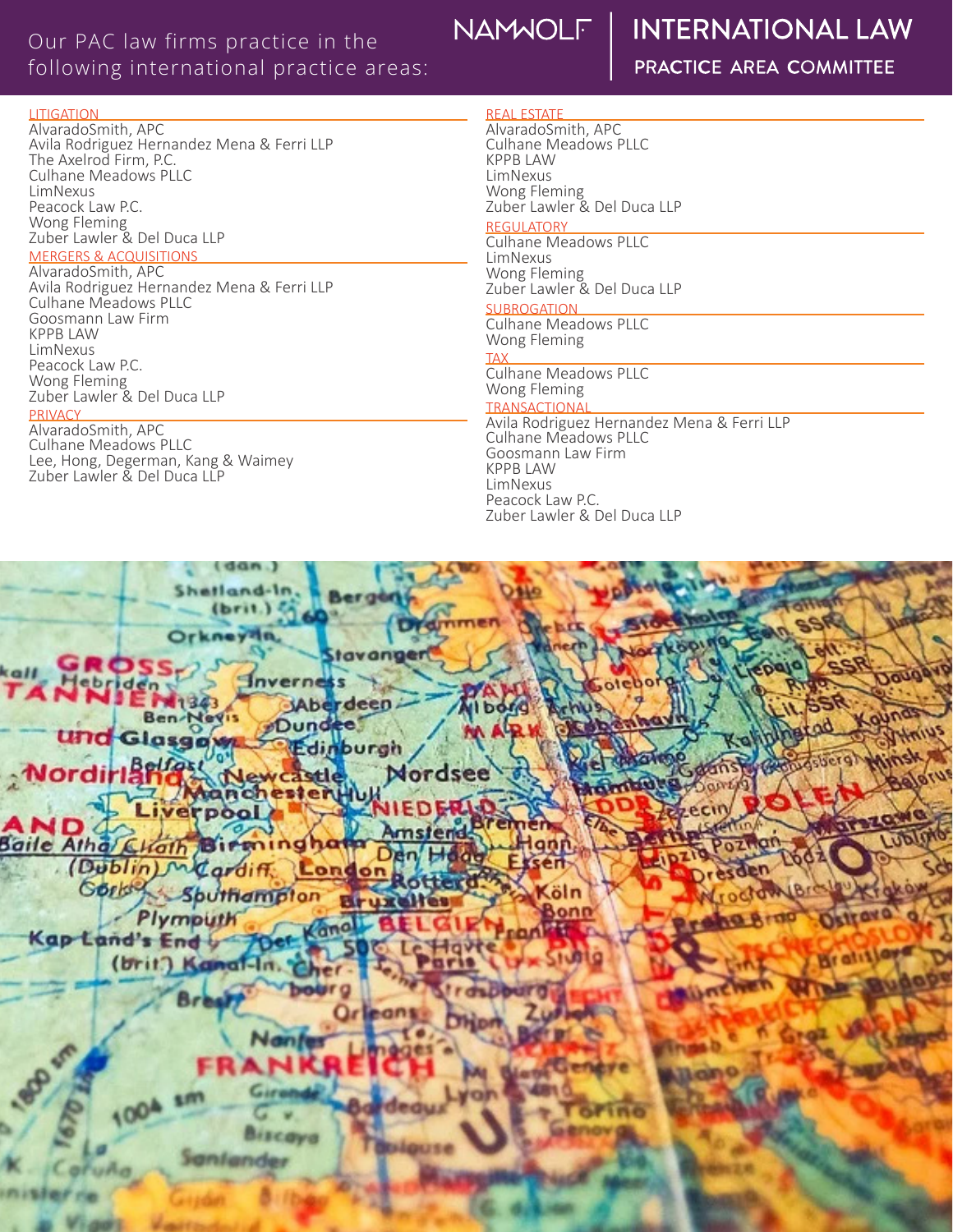Our PAC law firms practice in the following international practice areas:

NAMWOLF

# INTERNATIONAL LAW

## PRACTICE AREA COMMITTEE

### LITIGATION

AlvaradoSmith, APC
Avila Rodriguez Hernandez Mena & Ferri LLP
The Axelrod Firm, P.C.
Culhane Meadows PLLC
LimNexus
Peacock Law P.C.
Wong Fleming
Zuber Lawler & Del Duca LLP

### MERGERS & ACQUISITIONS

AlvaradoSmith, APC
Avila Rodriguez Hernandez Mena & Ferri LLP
Culhane Meadows PLLC
Goosmann Law Firm
KPPB LAW
LimNexus
Peacock Law P.C.
Wong Fleming
Zuber Lawler & Del Duca LLP

### PRIVACY

AlvaradoSmith, APC
Culhane Meadows PLLC
Lee, Hong, Degerman, Kang & Waimey
Zuber Lawler & Del Duca LLP

### REAL ESTATE

AlvaradoSmith, APC
Culhane Meadows PLLC
KPPB LAW
LimNexus
Wong Fleming
Zuber Lawler & Del Duca LLP

### REGULATORY

Culhane Meadows PLLC
LimNexus
Wong Fleming
Zuber Lawler & Del Duca LLP

### SUBROGATION

Culhane Meadows PLLC
Wong Fleming

### TAX

Culhane Meadows PLLC
Wong Fleming

### TRANSACTIONAL

Avila Rodriguez Hernandez Mena & Ferri LLP
Culhane Meadows PLLC
Goosmann Law Firm
KPPB LAW
LimNexus
Peacock Law P.C.
Zuber Lawler & Del Duca LLP